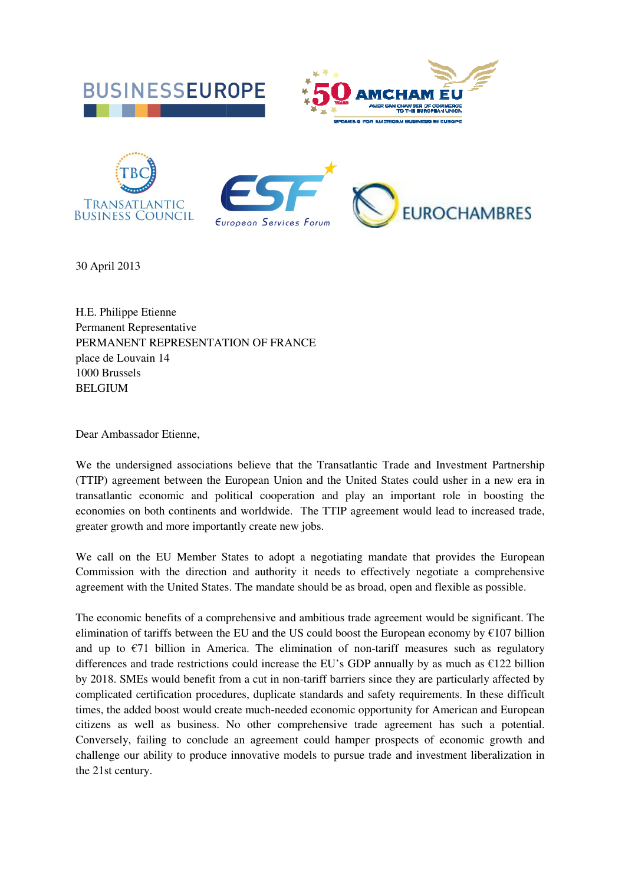BUSINESSEUROPE

AMCHAM EU – American Chamber of Commerce to the European Union

TBC Transatlantic Business Council

ESF European Services Forum

EUROCHAMBRES

30 April 2013

H.E. Philippe Etienne
Permanent Representative
PERMANENT REPRESENTATION OF FRANCE
place de Louvain 14
1000 Brussels
BELGIUM

Dear Ambassador Etienne,

We the undersigned associations believe that the Transatlantic Trade and Investment Partnership (TTIP) agreement between the European Union and the United States could usher in a new era in transatlantic economic and political cooperation and play an important role in boosting the economies on both continents and worldwide. The TTIP agreement would lead to increased trade, greater growth and more importantly create new jobs.

We call on the EU Member States to adopt a negotiating mandate that provides the European Commission with the direction and authority it needs to effectively negotiate a comprehensive agreement with the United States. The mandate should be as broad, open and flexible as possible.

The economic benefits of a comprehensive and ambitious trade agreement would be significant. The elimination of tariffs between the EU and the US could boost the European economy by €107 billion and up to €71 billion in America. The elimination of non-tariff measures such as regulatory differences and trade restrictions could increase the EU's GDP annually by as much as €122 billion by 2018. SMEs would benefit from a cut in non-tariff barriers since they are particularly affected by complicated certification procedures, duplicate standards and safety requirements. In these difficult times, the added boost would create much-needed economic opportunity for American and European citizens as well as business. No other comprehensive trade agreement has such a potential. Conversely, failing to conclude an agreement could hamper prospects of economic growth and challenge our ability to produce innovative models to pursue trade and investment liberalization in the 21st century.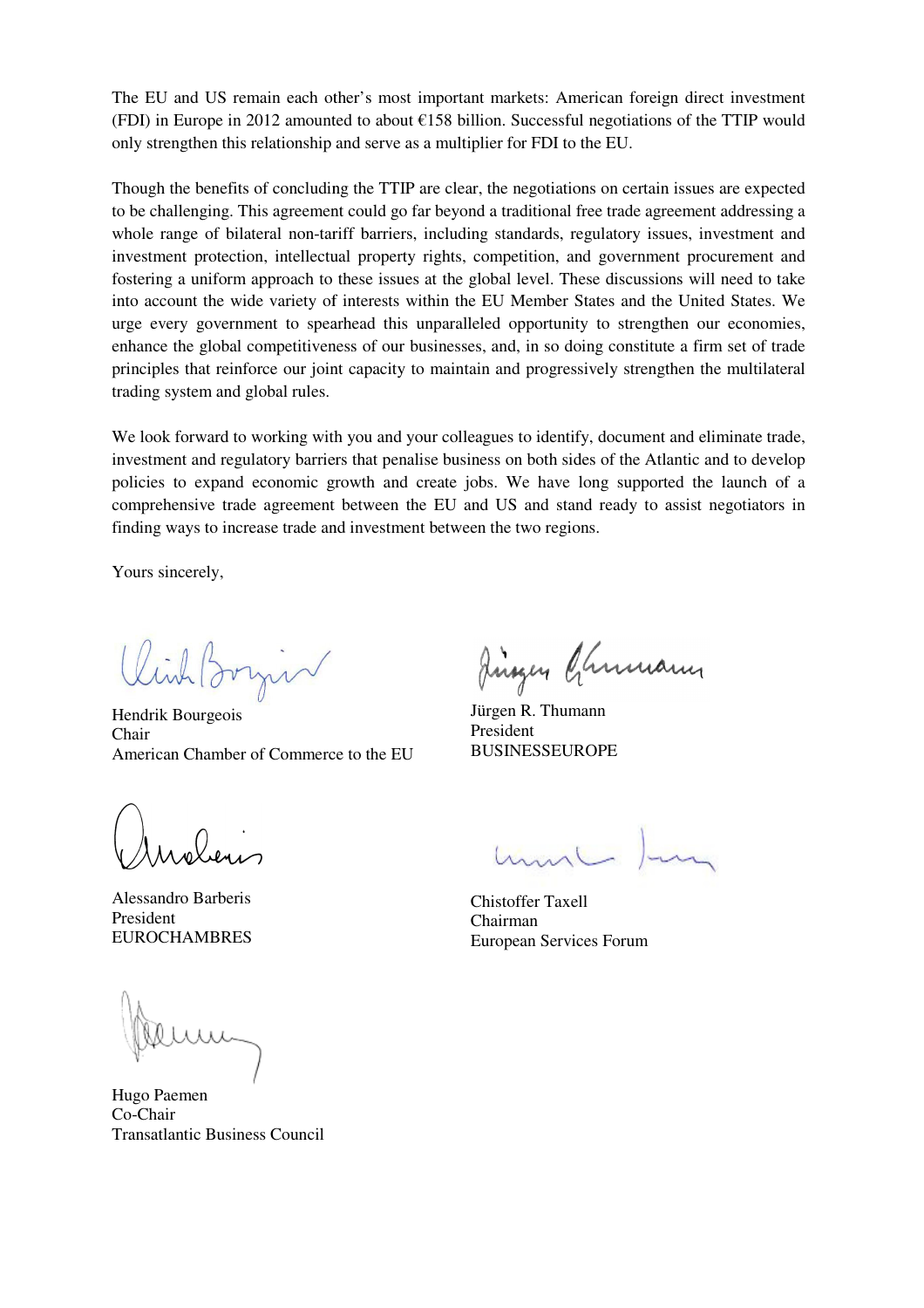The EU and US remain each other's most important markets: American foreign direct investment (FDI) in Europe in 2012 amounted to about €158 billion. Successful negotiations of the TTIP would only strengthen this relationship and serve as a multiplier for FDI to the EU.

Though the benefits of concluding the TTIP are clear, the negotiations on certain issues are expected to be challenging. This agreement could go far beyond a traditional free trade agreement addressing a whole range of bilateral non-tariff barriers, including standards, regulatory issues, investment and investment protection, intellectual property rights, competition, and government procurement and fostering a uniform approach to these issues at the global level. These discussions will need to take into account the wide variety of interests within the EU Member States and the United States. We urge every government to spearhead this unparalleled opportunity to strengthen our economies, enhance the global competitiveness of our businesses, and, in so doing constitute a firm set of trade principles that reinforce our joint capacity to maintain and progressively strengthen the multilateral trading system and global rules.

We look forward to working with you and your colleagues to identify, document and eliminate trade, investment and regulatory barriers that penalise business on both sides of the Atlantic and to develop policies to expand economic growth and create jobs. We have long supported the launch of a comprehensive trade agreement between the EU and US and stand ready to assist negotiators in finding ways to increase trade and investment between the two regions.

Yours sincerely,

Hendrik Bourgeois
Chair
American Chamber of Commerce to the EU

Jürgen R. Thumann
President
BUSINESSEUROPE

Alessandro Barberis
President
EUROCHAMBRES

Chistoffer Taxell
Chairman
European Services Forum

Hugo Paemen
Co-Chair
Transatlantic Business Council